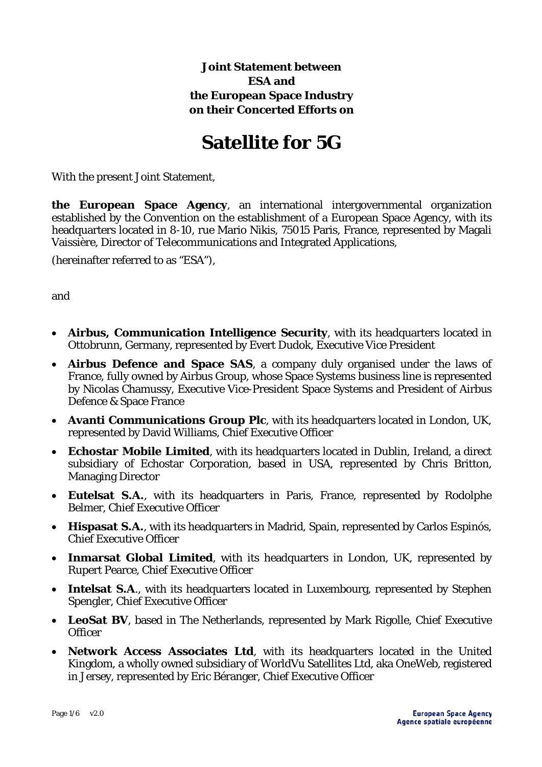**Joint Statement between**
**ESA and**
**the European Space Industry**
**on their Concerted Efforts on**

# Satellite for 5G

With the present Joint Statement,

**the European Space Agency**, an international intergovernmental organization established by the Convention on the establishment of a European Space Agency, with its headquarters located in 8-10, rue Mario Nikis, 75015 Paris, France, represented by Magali Vaissière, Director of Telecommunications and Integrated Applications,

(hereinafter referred to as "ESA"),

and

- **Airbus, Communication Intelligence Security**, with its headquarters located in Ottobrunn, Germany, represented by Evert Dudok, Executive Vice President
- **Airbus Defence and Space SAS**, a company duly organised under the laws of France, fully owned by Airbus Group, whose Space Systems business line is represented by Nicolas Chamussy, Executive Vice-President Space Systems and President of Airbus Defence & Space France
- **Avanti Communications Group Plc**, with its headquarters located in London, UK, represented by David Williams, Chief Executive Officer
- **Echostar Mobile Limited**, with its headquarters located in Dublin, Ireland, a direct subsidiary of Echostar Corporation, based in USA, represented by Chris Britton, Managing Director
- **Eutelsat S.A.**, with its headquarters in Paris, France, represented by Rodolphe Belmer, Chief Executive Officer
- **Hispasat S.A.**, with its headquarters in Madrid, Spain, represented by Carlos Espinós, Chief Executive Officer
- **Inmarsat Global Limited**, with its headquarters in London, UK, represented by Rupert Pearce, Chief Executive Officer
- **Intelsat S.A**., with its headquarters located in Luxembourg, represented by Stephen Spengler, Chief Executive Officer
- **LeoSat BV**, based in The Netherlands, represented by Mark Rigolle, Chief Executive Officer
- **Network Access Associates Ltd**, with its headquarters located in the United Kingdom, a wholly owned subsidiary of WorldVu Satellites Ltd, aka OneWeb, registered in Jersey, represented by Eric Béranger, Chief Executive Officer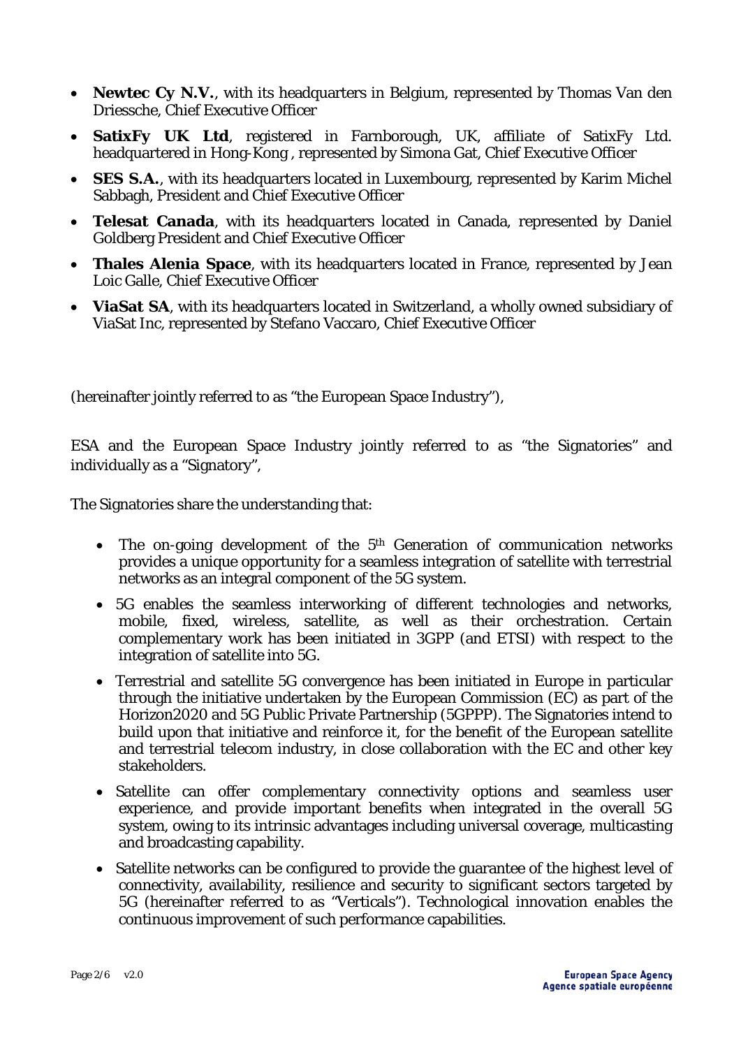- **Newtec Cy N.V.**, with its headquarters in Belgium, represented by Thomas Van den Driessche, Chief Executive Officer
- **SatixFy UK Ltd**, registered in Farnborough, UK, affiliate of SatixFy Ltd. headquartered in Hong-Kong , represented by Simona Gat, Chief Executive Officer
- **SES S.A.**, with its headquarters located in Luxembourg, represented by Karim Michel Sabbagh, President and Chief Executive Officer
- **Telesat Canada**, with its headquarters located in Canada, represented by Daniel Goldberg President and Chief Executive Officer
- **Thales Alenia Space**, with its headquarters located in France, represented by Jean Loic Galle, Chief Executive Officer
- **ViaSat SA**, with its headquarters located in Switzerland, a wholly owned subsidiary of ViaSat Inc, represented by Stefano Vaccaro, Chief Executive Officer

(hereinafter jointly referred to as "the European Space Industry"),

ESA and the European Space Industry jointly referred to as "the Signatories" and individually as a "Signatory",

The Signatories share the understanding that:

- The on-going development of the 5th Generation of communication networks provides a unique opportunity for a seamless integration of satellite with terrestrial networks as an integral component of the 5G system.
- 5G enables the seamless interworking of different technologies and networks, mobile, fixed, wireless, satellite, as well as their orchestration. Certain complementary work has been initiated in 3GPP (and ETSI) with respect to the integration of satellite into 5G.
- Terrestrial and satellite 5G convergence has been initiated in Europe in particular through the initiative undertaken by the European Commission (EC) as part of the Horizon2020 and 5G Public Private Partnership (5GPPP). The Signatories intend to build upon that initiative and reinforce it, for the benefit of the European satellite and terrestrial telecom industry, in close collaboration with the EC and other key stakeholders.
- Satellite can offer complementary connectivity options and seamless user experience, and provide important benefits when integrated in the overall 5G system, owing to its intrinsic advantages including universal coverage, multicasting and broadcasting capability.
- Satellite networks can be configured to provide the guarantee of the highest level of connectivity, availability, resilience and security to significant sectors targeted by 5G (hereinafter referred to as "Verticals"). Technological innovation enables the continuous improvement of such performance capabilities.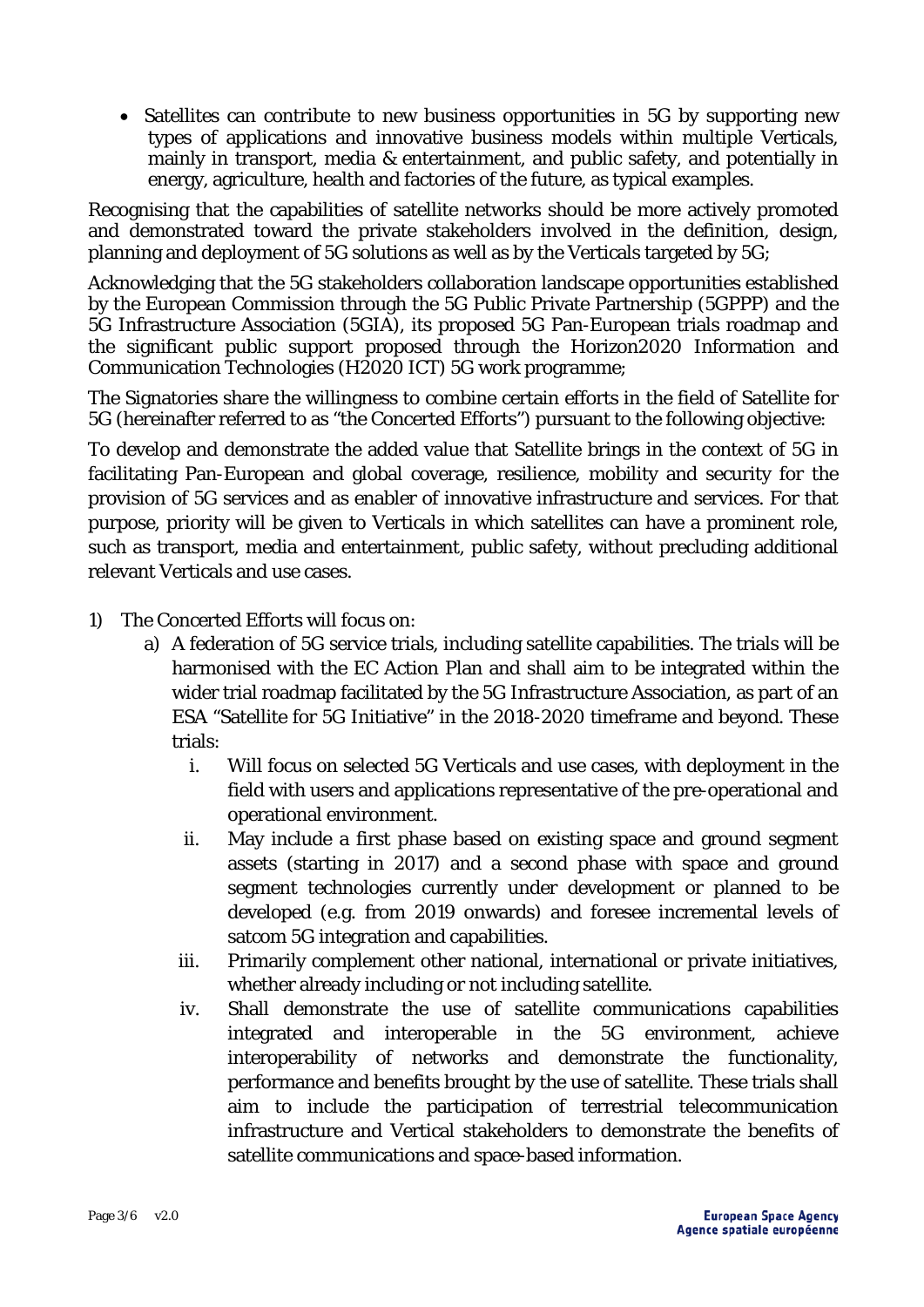- Satellites can contribute to new business opportunities in 5G by supporting new types of applications and innovative business models within multiple Verticals, mainly in transport, media & entertainment, and public safety, and potentially in energy, agriculture, health and factories of the future, as typical examples.

Recognising that the capabilities of satellite networks should be more actively promoted and demonstrated toward the private stakeholders involved in the definition, design, planning and deployment of 5G solutions as well as by the Verticals targeted by 5G;

Acknowledging that the 5G stakeholders collaboration landscape opportunities established by the European Commission through the 5G Public Private Partnership (5GPPP) and the 5G Infrastructure Association (5GIA), its proposed 5G Pan-European trials roadmap and the significant public support proposed through the Horizon2020 Information and Communication Technologies (H2020 ICT) 5G work programme;

The Signatories share the willingness to combine certain efforts in the field of Satellite for 5G (hereinafter referred to as "the Concerted Efforts") pursuant to the following objective:

To develop and demonstrate the added value that Satellite brings in the context of 5G in facilitating Pan-European and global coverage, resilience, mobility and security for the provision of 5G services and as enabler of innovative infrastructure and services. For that purpose, priority will be given to Verticals in which satellites can have a prominent role, such as transport, media and entertainment, public safety, without precluding additional relevant Verticals and use cases.

1) The Concerted Efforts will focus on:
   a) A federation of 5G service trials, including satellite capabilities. The trials will be harmonised with the EC Action Plan and shall aim to be integrated within the wider trial roadmap facilitated by the 5G Infrastructure Association, as part of an ESA "Satellite for 5G Initiative" in the 2018-2020 timeframe and beyond. These trials:
      i. Will focus on selected 5G Verticals and use cases, with deployment in the field with users and applications representative of the pre-operational and operational environment.
      ii. May include a first phase based on existing space and ground segment assets (starting in 2017) and a second phase with space and ground segment technologies currently under development or planned to be developed (e.g. from 2019 onwards) and foresee incremental levels of satcom 5G integration and capabilities.
      iii. Primarily complement other national, international or private initiatives, whether already including or not including satellite.
      iv. Shall demonstrate the use of satellite communications capabilities integrated and interoperable in the 5G environment, achieve interoperability of networks and demonstrate the functionality, performance and benefits brought by the use of satellite. These trials shall aim to include the participation of terrestrial telecommunication infrastructure and Vertical stakeholders to demonstrate the benefits of satellite communications and space-based information.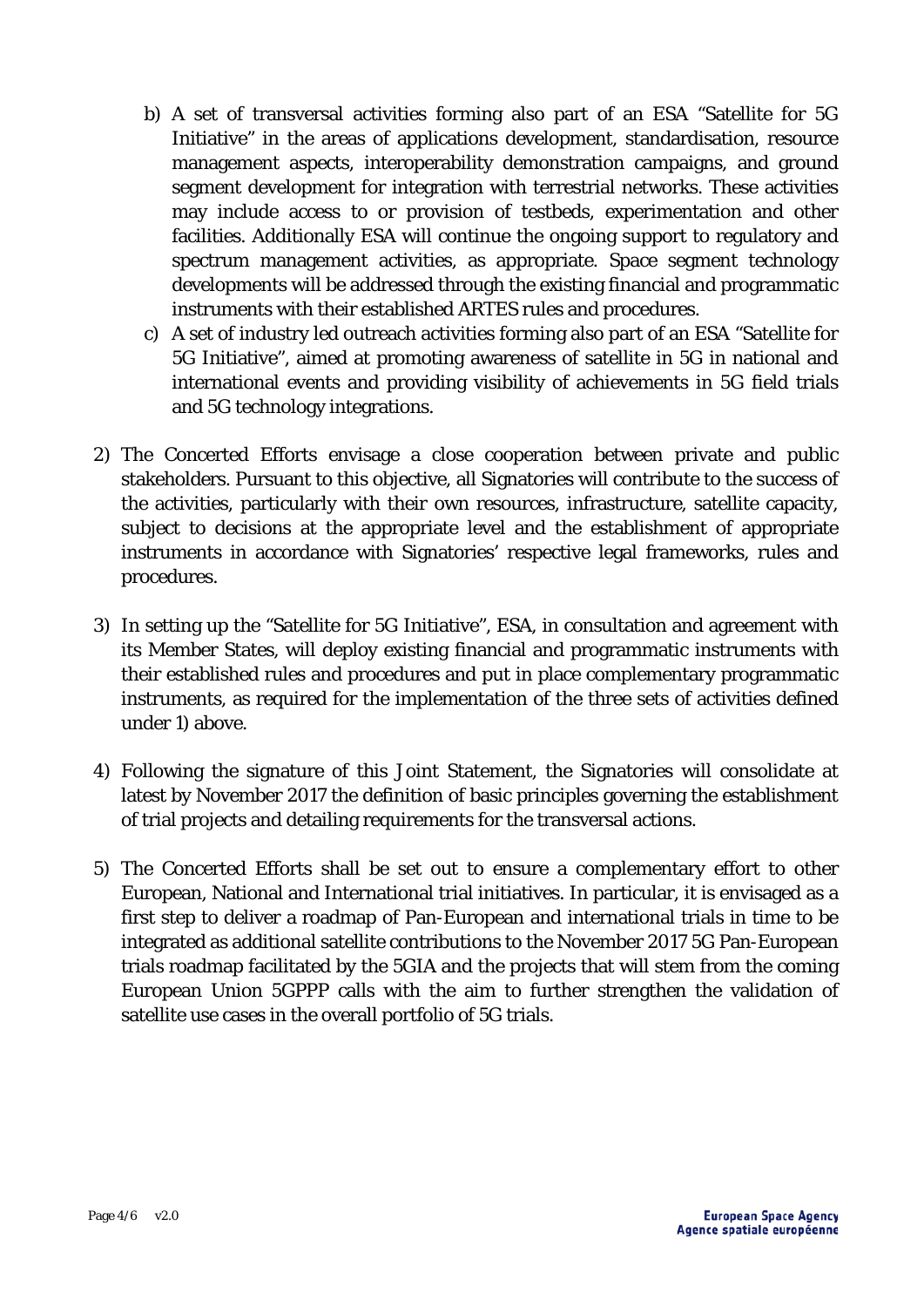b) A set of transversal activities forming also part of an ESA "Satellite for 5G Initiative" in the areas of applications development, standardisation, resource management aspects, interoperability demonstration campaigns, and ground segment development for integration with terrestrial networks. These activities may include access to or provision of testbeds, experimentation and other facilities. Additionally ESA will continue the ongoing support to regulatory and spectrum management activities, as appropriate. Space segment technology developments will be addressed through the existing financial and programmatic instruments with their established ARTES rules and procedures.

c) A set of industry led outreach activities forming also part of an ESA "Satellite for 5G Initiative", aimed at promoting awareness of satellite in 5G in national and international events and providing visibility of achievements in 5G field trials and 5G technology integrations.

2) The Concerted Efforts envisage a close cooperation between private and public stakeholders. Pursuant to this objective, all Signatories will contribute to the success of the activities, particularly with their own resources, infrastructure, satellite capacity, subject to decisions at the appropriate level and the establishment of appropriate instruments in accordance with Signatories' respective legal frameworks, rules and procedures.

3) In setting up the "Satellite for 5G Initiative", ESA, in consultation and agreement with its Member States, will deploy existing financial and programmatic instruments with their established rules and procedures and put in place complementary programmatic instruments, as required for the implementation of the three sets of activities defined under 1) above.

4) Following the signature of this Joint Statement, the Signatories will consolidate at latest by November 2017 the definition of basic principles governing the establishment of trial projects and detailing requirements for the transversal actions.

5) The Concerted Efforts shall be set out to ensure a complementary effort to other European, National and International trial initiatives. In particular, it is envisaged as a first step to deliver a roadmap of Pan-European and international trials in time to be integrated as additional satellite contributions to the November 2017 5G Pan-European trials roadmap facilitated by the 5GIA and the projects that will stem from the coming European Union 5GPPP calls with the aim to further strengthen the validation of satellite use cases in the overall portfolio of 5G trials.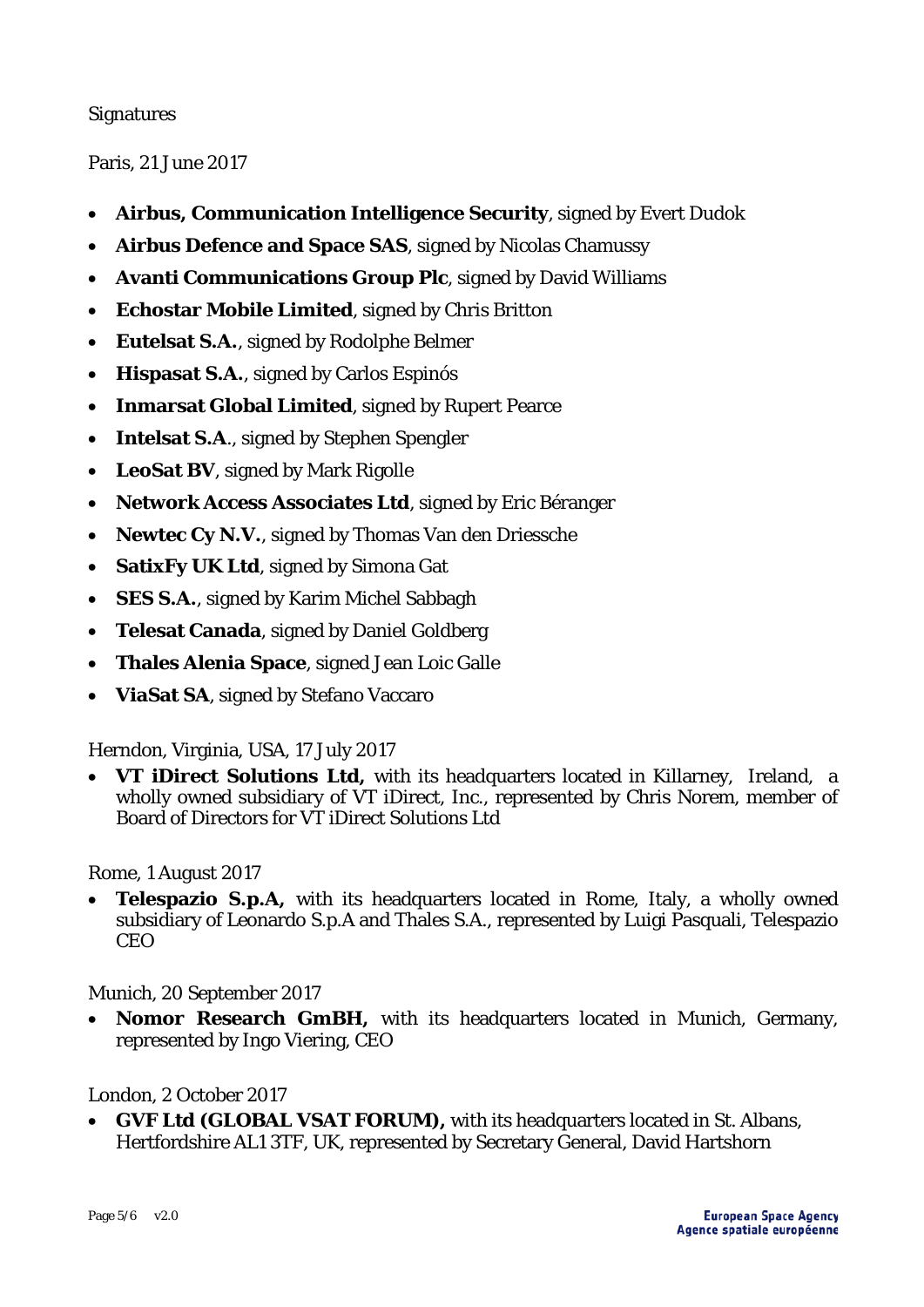Signatures

Paris, 21 June 2017

- **Airbus, Communication Intelligence Security**, signed by Evert Dudok
- **Airbus Defence and Space SAS**, signed by Nicolas Chamussy
- **Avanti Communications Group Plc**, signed by David Williams
- **Echostar Mobile Limited**, signed by Chris Britton
- **Eutelsat S.A.**, signed by Rodolphe Belmer
- **Hispasat S.A.**, signed by Carlos Espinós
- **Inmarsat Global Limited**, signed by Rupert Pearce
- **Intelsat S.A**., signed by Stephen Spengler
- **LeoSat BV**, signed by Mark Rigolle
- **Network Access Associates Ltd**, signed by Eric Béranger
- **Newtec Cy N.V.**, signed by Thomas Van den Driessche
- **SatixFy UK Ltd**, signed by Simona Gat
- **SES S.A.**, signed by Karim Michel Sabbagh
- **Telesat Canada**, signed by Daniel Goldberg
- **Thales Alenia Space**, signed Jean Loic Galle
- **ViaSat SA**, signed by Stefano Vaccaro

Herndon, Virginia, USA, 17 July 2017

- **VT iDirect Solutions Ltd,** with its headquarters located in Killarney, Ireland, a wholly owned subsidiary of VT iDirect, Inc., represented by Chris Norem, member of Board of Directors for VT iDirect Solutions Ltd

Rome, 1 August 2017

- **Telespazio S.p.A,** with its headquarters located in Rome, Italy, a wholly owned subsidiary of Leonardo S.p.A and Thales S.A., represented by Luigi Pasquali, Telespazio CEO

Munich, 20 September 2017

- **Nomor Research GmBH,** with its headquarters located in Munich, Germany, represented by Ingo Viering, CEO

London, 2 October 2017

- **GVF Ltd (GLOBAL VSAT FORUM),** with its headquarters located in St. Albans, Hertfordshire AL1 3TF, UK, represented by Secretary General, David Hartshorn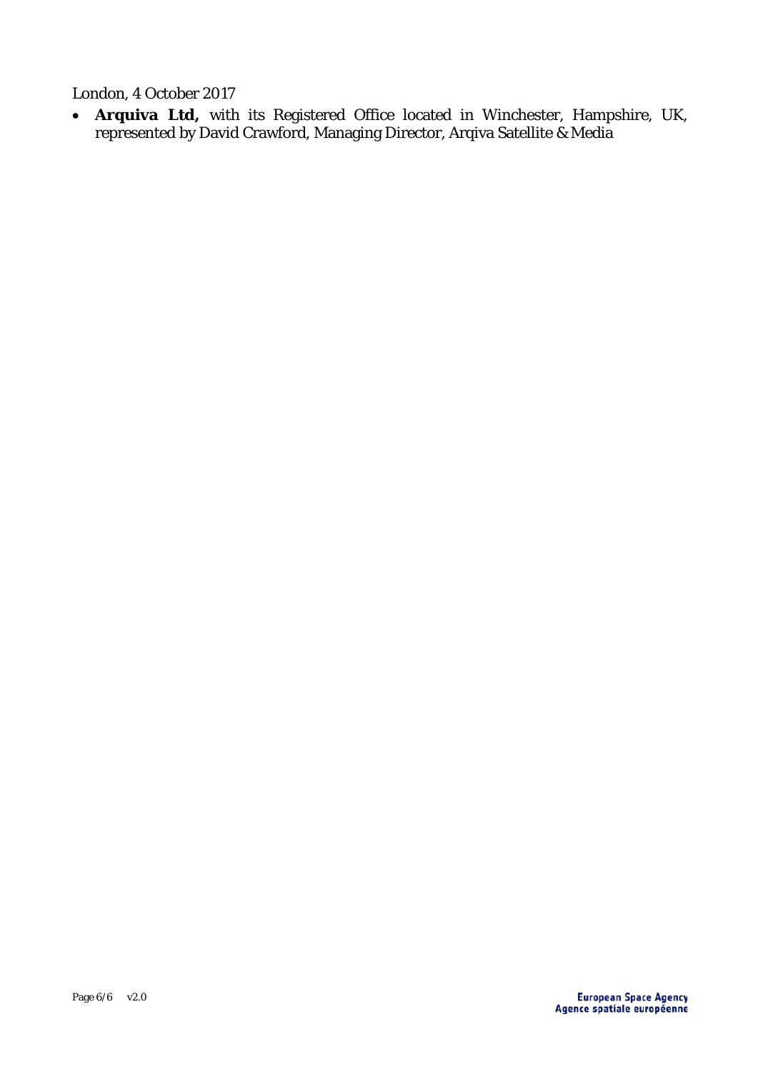London, 4 October 2017

- **Arquiva Ltd,** with its Registered Office located in Winchester, Hampshire, UK, represented by David Crawford, Managing Director, Arqiva Satellite & Media